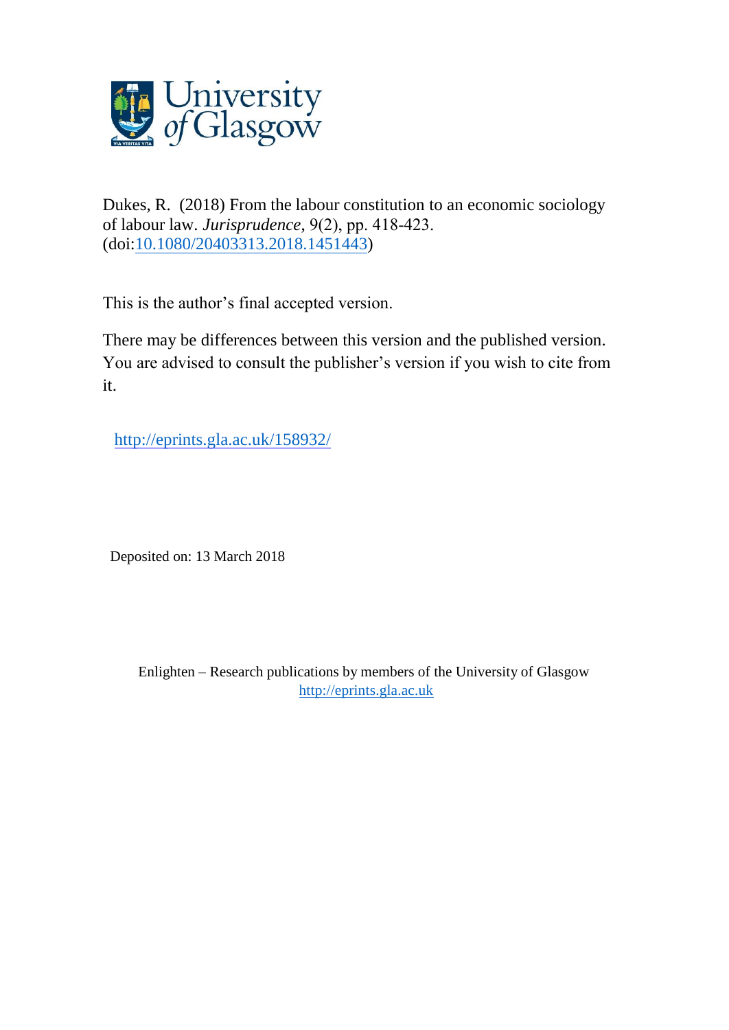Dukes, R. (2018) From the labour constitution to an economic sociology of labour law. *Jurisprudence*, 9(2), pp. 418-423. (doi:10.1080/20403313.2018.1451443)

This is the author's final accepted version.

There may be differences between this version and the published version. You are advised to consult the publisher's version if you wish to cite from it.

http://eprints.gla.ac.uk/158932/

Deposited on: 13 March 2018

Enlighten – Research publications by members of the University of Glasgow
http://eprints.gla.ac.uk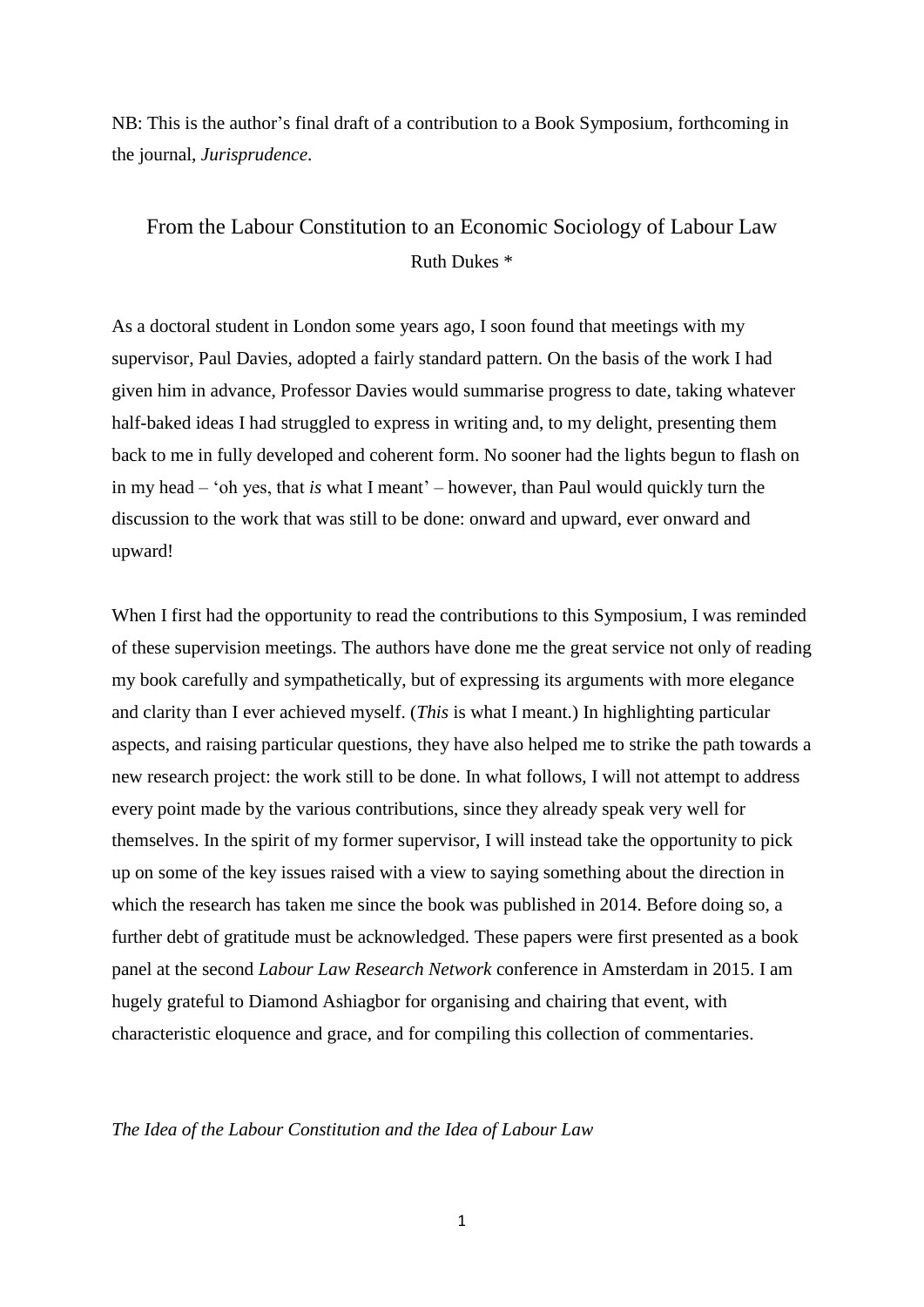NB: This is the author's final draft of a contribution to a Book Symposium, forthcoming in the journal, *Jurisprudence*.

# From the Labour Constitution to an Economic Sociology of Labour Law

Ruth Dukes *

As a doctoral student in London some years ago, I soon found that meetings with my supervisor, Paul Davies, adopted a fairly standard pattern. On the basis of the work I had given him in advance, Professor Davies would summarise progress to date, taking whatever half-baked ideas I had struggled to express in writing and, to my delight, presenting them back to me in fully developed and coherent form. No sooner had the lights begun to flash on in my head – 'oh yes, that *is* what I meant' – however, than Paul would quickly turn the discussion to the work that was still to be done: onward and upward, ever onward and upward!

When I first had the opportunity to read the contributions to this Symposium, I was reminded of these supervision meetings. The authors have done me the great service not only of reading my book carefully and sympathetically, but of expressing its arguments with more elegance and clarity than I ever achieved myself. (*This* is what I meant.) In highlighting particular aspects, and raising particular questions, they have also helped me to strike the path towards a new research project: the work still to be done. In what follows, I will not attempt to address every point made by the various contributions, since they already speak very well for themselves. In the spirit of my former supervisor, I will instead take the opportunity to pick up on some of the key issues raised with a view to saying something about the direction in which the research has taken me since the book was published in 2014. Before doing so, a further debt of gratitude must be acknowledged. These papers were first presented as a book panel at the second *Labour Law Research Network* conference in Amsterdam in 2015. I am hugely grateful to Diamond Ashiagbor for organising and chairing that event, with characteristic eloquence and grace, and for compiling this collection of commentaries.

## *The Idea of the Labour Constitution and the Idea of Labour Law*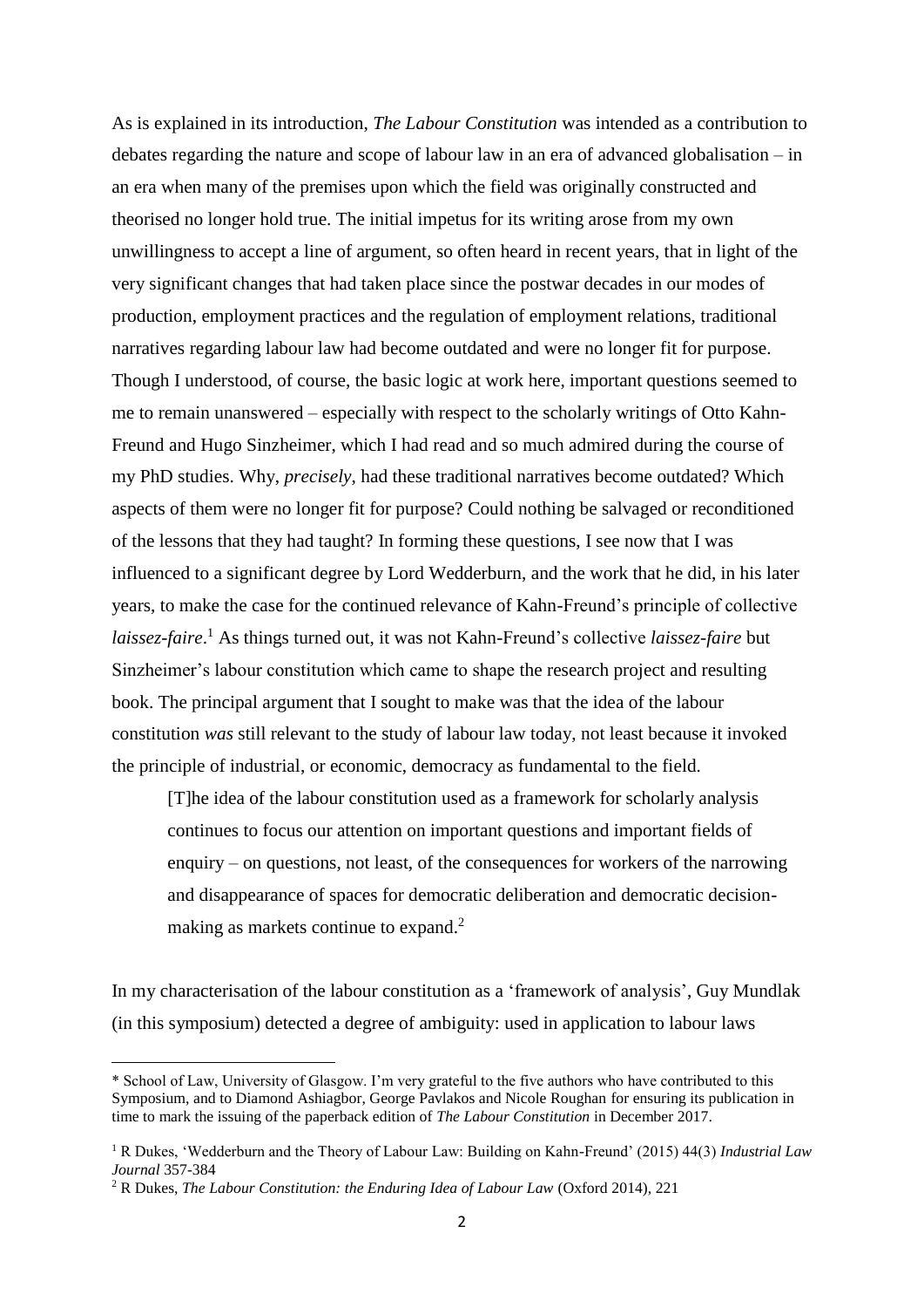As is explained in its introduction, *The Labour Constitution* was intended as a contribution to debates regarding the nature and scope of labour law in an era of advanced globalisation – in an era when many of the premises upon which the field was originally constructed and theorised no longer hold true. The initial impetus for its writing arose from my own unwillingness to accept a line of argument, so often heard in recent years, that in light of the very significant changes that had taken place since the postwar decades in our modes of production, employment practices and the regulation of employment relations, traditional narratives regarding labour law had become outdated and were no longer fit for purpose. Though I understood, of course, the basic logic at work here, important questions seemed to me to remain unanswered – especially with respect to the scholarly writings of Otto Kahn-Freund and Hugo Sinzheimer, which I had read and so much admired during the course of my PhD studies. Why, *precisely*, had these traditional narratives become outdated? Which aspects of them were no longer fit for purpose? Could nothing be salvaged or reconditioned of the lessons that they had taught? In forming these questions, I see now that I was influenced to a significant degree by Lord Wedderburn, and the work that he did, in his later years, to make the case for the continued relevance of Kahn-Freund's principle of collective *laissez-faire*.[1] As things turned out, it was not Kahn-Freund's collective *laissez-faire* but Sinzheimer's labour constitution which came to shape the research project and resulting book. The principal argument that I sought to make was that the idea of the labour constitution *was* still relevant to the study of labour law today, not least because it invoked the principle of industrial, or economic, democracy as fundamental to the field.

> [T]he idea of the labour constitution used as a framework for scholarly analysis continues to focus our attention on important questions and important fields of enquiry – on questions, not least, of the consequences for workers of the narrowing and disappearance of spaces for democratic deliberation and democratic decision-making as markets continue to expand.[2]

In my characterisation of the labour constitution as a 'framework of analysis', Guy Mundlak (in this symposium) detected a degree of ambiguity: used in application to labour laws

---

\* School of Law, University of Glasgow. I'm very grateful to the five authors who have contributed to this Symposium, and to Diamond Ashiagbor, George Pavlakos and Nicole Roughan for ensuring its publication in time to mark the issuing of the paperback edition of *The Labour Constitution* in December 2017.

[1] R Dukes, 'Wedderburn and the Theory of Labour Law: Building on Kahn-Freund' (2015) 44(3) *Industrial Law Journal* 357-384

[2] R Dukes, *The Labour Constitution: the Enduring Idea of Labour Law* (Oxford 2014), 221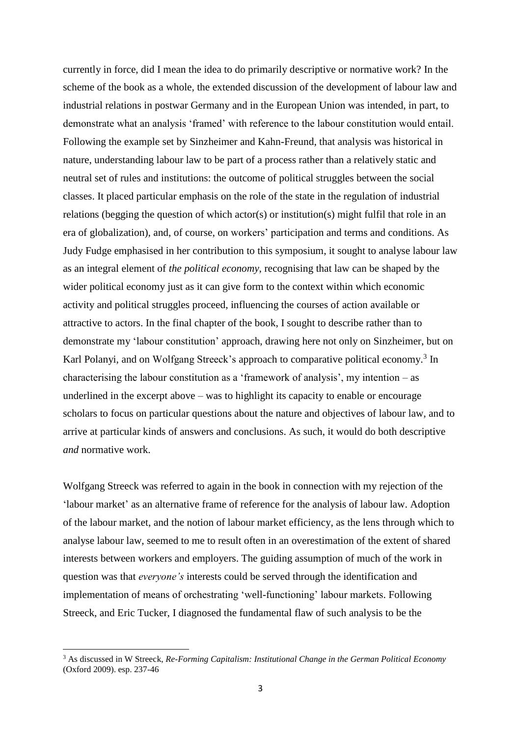currently in force, did I mean the idea to do primarily descriptive or normative work? In the scheme of the book as a whole, the extended discussion of the development of labour law and industrial relations in postwar Germany and in the European Union was intended, in part, to demonstrate what an analysis 'framed' with reference to the labour constitution would entail. Following the example set by Sinzheimer and Kahn-Freund, that analysis was historical in nature, understanding labour law to be part of a process rather than a relatively static and neutral set of rules and institutions: the outcome of political struggles between the social classes. It placed particular emphasis on the role of the state in the regulation of industrial relations (begging the question of which actor(s) or institution(s) might fulfil that role in an era of globalization), and, of course, on workers' participation and terms and conditions. As Judy Fudge emphasised in her contribution to this symposium, it sought to analyse labour law as an integral element of *the political economy*, recognising that law can be shaped by the wider political economy just as it can give form to the context within which economic activity and political struggles proceed, influencing the courses of action available or attractive to actors. In the final chapter of the book, I sought to describe rather than to demonstrate my 'labour constitution' approach, drawing here not only on Sinzheimer, but on Karl Polanyi, and on Wolfgang Streeck's approach to comparative political economy.[3] In characterising the labour constitution as a 'framework of analysis', my intention – as underlined in the excerpt above – was to highlight its capacity to enable or encourage scholars to focus on particular questions about the nature and objectives of labour law, and to arrive at particular kinds of answers and conclusions. As such, it would do both descriptive *and* normative work.

Wolfgang Streeck was referred to again in the book in connection with my rejection of the 'labour market' as an alternative frame of reference for the analysis of labour law. Adoption of the labour market, and the notion of labour market efficiency, as the lens through which to analyse labour law, seemed to me to result often in an overestimation of the extent of shared interests between workers and employers. The guiding assumption of much of the work in question was that *everyone's* interests could be served through the identification and implementation of means of orchestrating 'well-functioning' labour markets. Following Streeck, and Eric Tucker, I diagnosed the fundamental flaw of such analysis to be the

[3] As discussed in W Streeck, *Re-Forming Capitalism: Institutional Change in the German Political Economy* (Oxford 2009). esp. 237-46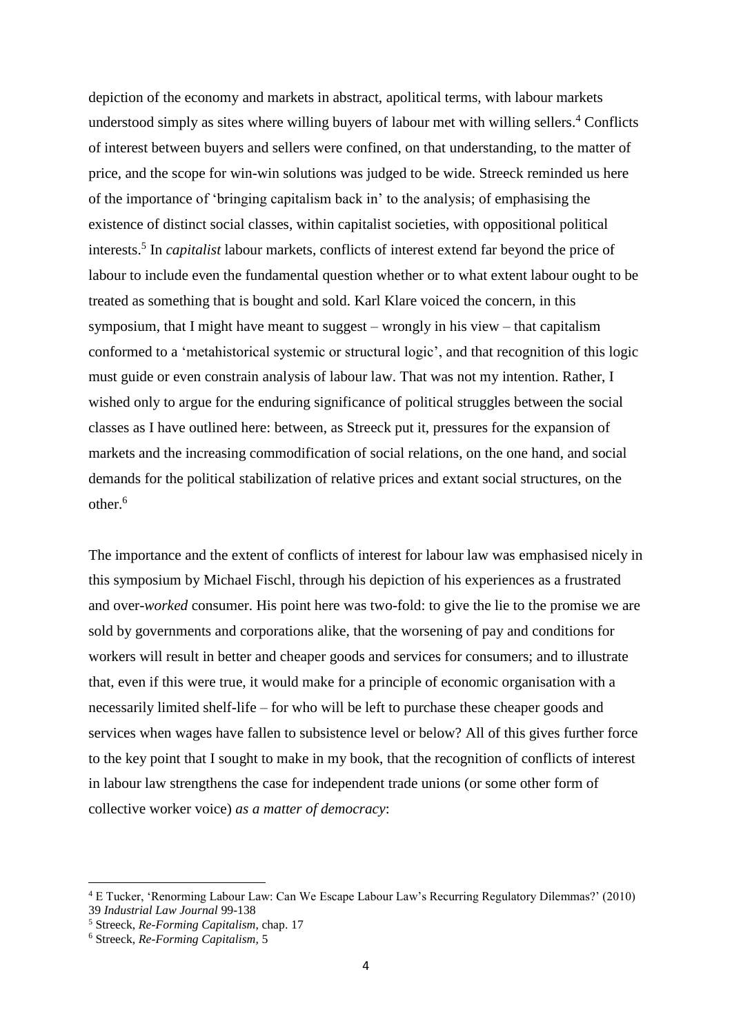depiction of the economy and markets in abstract, apolitical terms, with labour markets understood simply as sites where willing buyers of labour met with willing sellers.[4] Conflicts of interest between buyers and sellers were confined, on that understanding, to the matter of price, and the scope for win-win solutions was judged to be wide. Streeck reminded us here of the importance of 'bringing capitalism back in' to the analysis; of emphasising the existence of distinct social classes, within capitalist societies, with oppositional political interests.[5] In *capitalist* labour markets, conflicts of interest extend far beyond the price of labour to include even the fundamental question whether or to what extent labour ought to be treated as something that is bought and sold. Karl Klare voiced the concern, in this symposium, that I might have meant to suggest – wrongly in his view – that capitalism conformed to a 'metahistorical systemic or structural logic', and that recognition of this logic must guide or even constrain analysis of labour law. That was not my intention. Rather, I wished only to argue for the enduring significance of political struggles between the social classes as I have outlined here: between, as Streeck put it, pressures for the expansion of markets and the increasing commodification of social relations, on the one hand, and social demands for the political stabilization of relative prices and extant social structures, on the other.[6]

The importance and the extent of conflicts of interest for labour law was emphasised nicely in this symposium by Michael Fischl, through his depiction of his experiences as a frustrated and over-*worked* consumer. His point here was two-fold: to give the lie to the promise we are sold by governments and corporations alike, that the worsening of pay and conditions for workers will result in better and cheaper goods and services for consumers; and to illustrate that, even if this were true, it would make for a principle of economic organisation with a necessarily limited shelf-life – for who will be left to purchase these cheaper goods and services when wages have fallen to subsistence level or below? All of this gives further force to the key point that I sought to make in my book, that the recognition of conflicts of interest in labour law strengthens the case for independent trade unions (or some other form of collective worker voice) *as a matter of democracy*:

---

[4] E Tucker, 'Renorming Labour Law: Can We Escape Labour Law's Recurring Regulatory Dilemmas?' (2010) 39 *Industrial Law Journal* 99-138

[5] Streeck, *Re-Forming Capitalism*, chap. 17

[6] Streeck, *Re-Forming Capitalism*, 5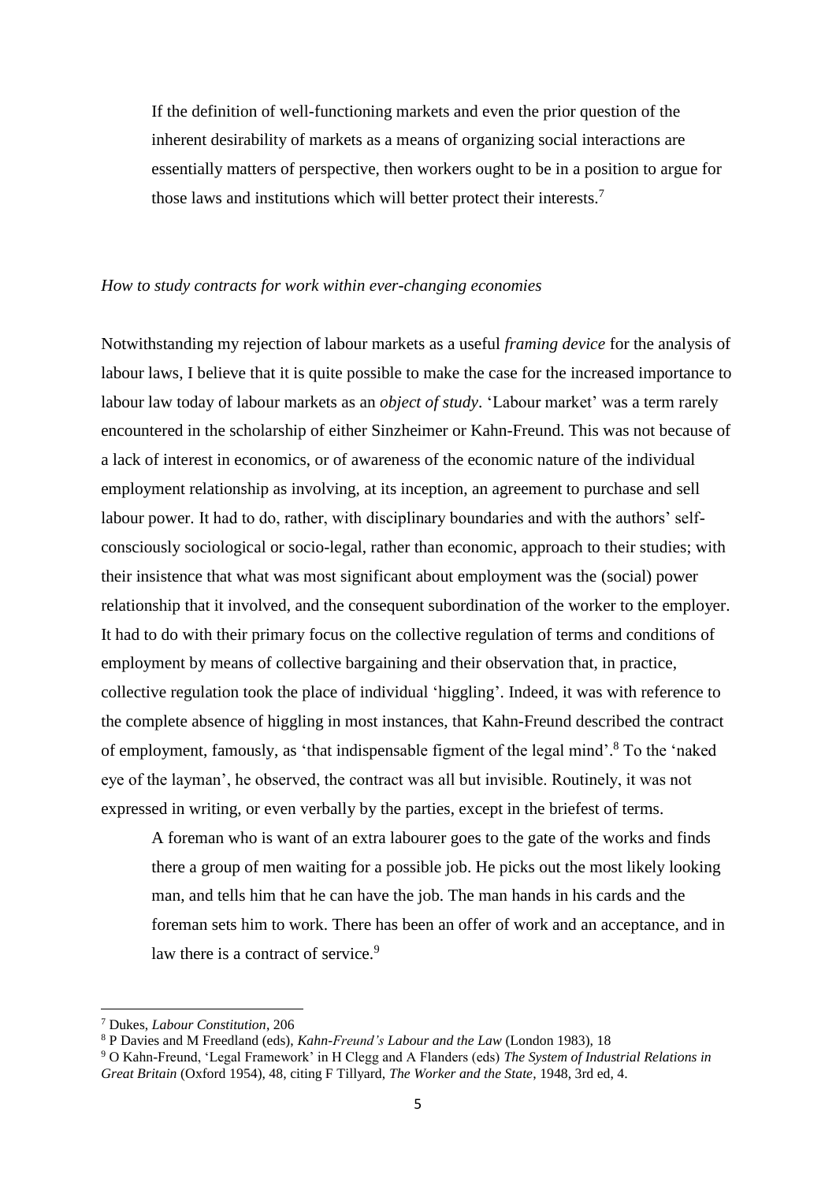> If the definition of well-functioning markets and even the prior question of the inherent desirability of markets as a means of organizing social interactions are essentially matters of perspective, then workers ought to be in a position to argue for those laws and institutions which will better protect their interests.[7]

*How to study contracts for work within ever-changing economies*

Notwithstanding my rejection of labour markets as a useful *framing device* for the analysis of labour laws, I believe that it is quite possible to make the case for the increased importance to labour law today of labour markets as an *object of study*. 'Labour market' was a term rarely encountered in the scholarship of either Sinzheimer or Kahn-Freund. This was not because of a lack of interest in economics, or of awareness of the economic nature of the individual employment relationship as involving, at its inception, an agreement to purchase and sell labour power. It had to do, rather, with disciplinary boundaries and with the authors' self-consciously sociological or socio-legal, rather than economic, approach to their studies; with their insistence that what was most significant about employment was the (social) power relationship that it involved, and the consequent subordination of the worker to the employer. It had to do with their primary focus on the collective regulation of terms and conditions of employment by means of collective bargaining and their observation that, in practice, collective regulation took the place of individual 'higgling'. Indeed, it was with reference to the complete absence of higgling in most instances, that Kahn-Freund described the contract of employment, famously, as 'that indispensable figment of the legal mind'.[8] To the 'naked eye of the layman', he observed, the contract was all but invisible. Routinely, it was not expressed in writing, or even verbally by the parties, except in the briefest of terms.

> A foreman who is want of an extra labourer goes to the gate of the works and finds there a group of men waiting for a possible job. He picks out the most likely looking man, and tells him that he can have the job. The man hands in his cards and the foreman sets him to work. There has been an offer of work and an acceptance, and in law there is a contract of service.[9]

---

[7] Dukes, *Labour Constitution*, 206

[8] P Davies and M Freedland (eds), *Kahn-Freund's Labour and the Law* (London 1983), 18

[9] O Kahn-Freund, 'Legal Framework' in H Clegg and A Flanders (eds) *The System of Industrial Relations in Great Britain* (Oxford 1954), 48, citing F Tillyard, *The Worker and the State*, 1948, 3rd ed, 4.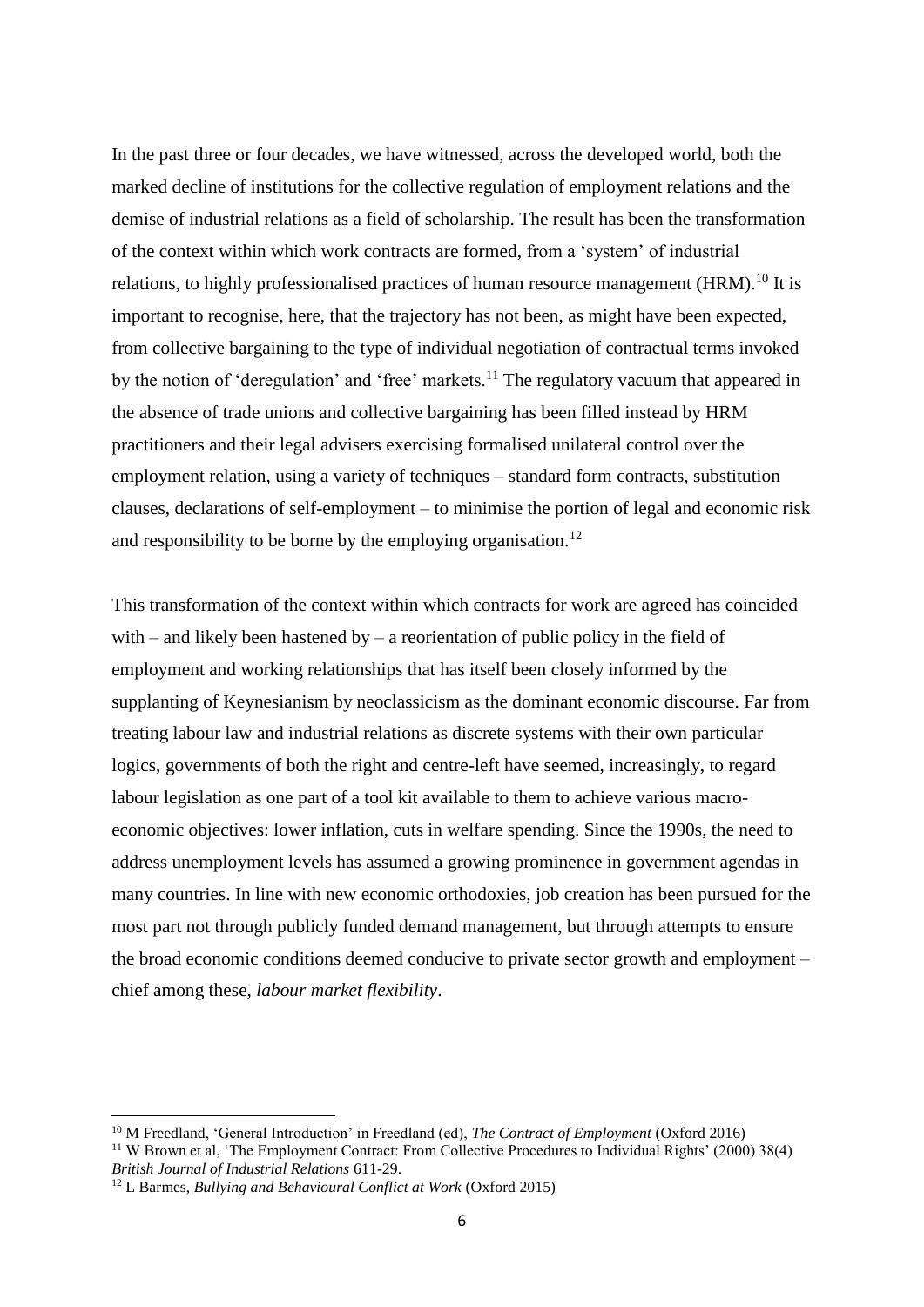In the past three or four decades, we have witnessed, across the developed world, both the marked decline of institutions for the collective regulation of employment relations and the demise of industrial relations as a field of scholarship. The result has been the transformation of the context within which work contracts are formed, from a 'system' of industrial relations, to highly professionalised practices of human resource management (HRM).[10] It is important to recognise, here, that the trajectory has not been, as might have been expected, from collective bargaining to the type of individual negotiation of contractual terms invoked by the notion of 'deregulation' and 'free' markets.[11] The regulatory vacuum that appeared in the absence of trade unions and collective bargaining has been filled instead by HRM practitioners and their legal advisers exercising formalised unilateral control over the employment relation, using a variety of techniques – standard form contracts, substitution clauses, declarations of self-employment – to minimise the portion of legal and economic risk and responsibility to be borne by the employing organisation.[12]

This transformation of the context within which contracts for work are agreed has coincided with – and likely been hastened by – a reorientation of public policy in the field of employment and working relationships that has itself been closely informed by the supplanting of Keynesianism by neoclassicism as the dominant economic discourse. Far from treating labour law and industrial relations as discrete systems with their own particular logics, governments of both the right and centre-left have seemed, increasingly, to regard labour legislation as one part of a tool kit available to them to achieve various macro-economic objectives: lower inflation, cuts in welfare spending. Since the 1990s, the need to address unemployment levels has assumed a growing prominence in government agendas in many countries. In line with new economic orthodoxies, job creation has been pursued for the most part not through publicly funded demand management, but through attempts to ensure the broad economic conditions deemed conducive to private sector growth and employment – chief among these, *labour market flexibility*.

---

[10] M Freedland, 'General Introduction' in Freedland (ed), *The Contract of Employment* (Oxford 2016)

[11] W Brown et al, 'The Employment Contract: From Collective Procedures to Individual Rights' (2000) 38(4) *British Journal of Industrial Relations* 611-29.

[12] L Barmes, *Bullying and Behavioural Conflict at Work* (Oxford 2015)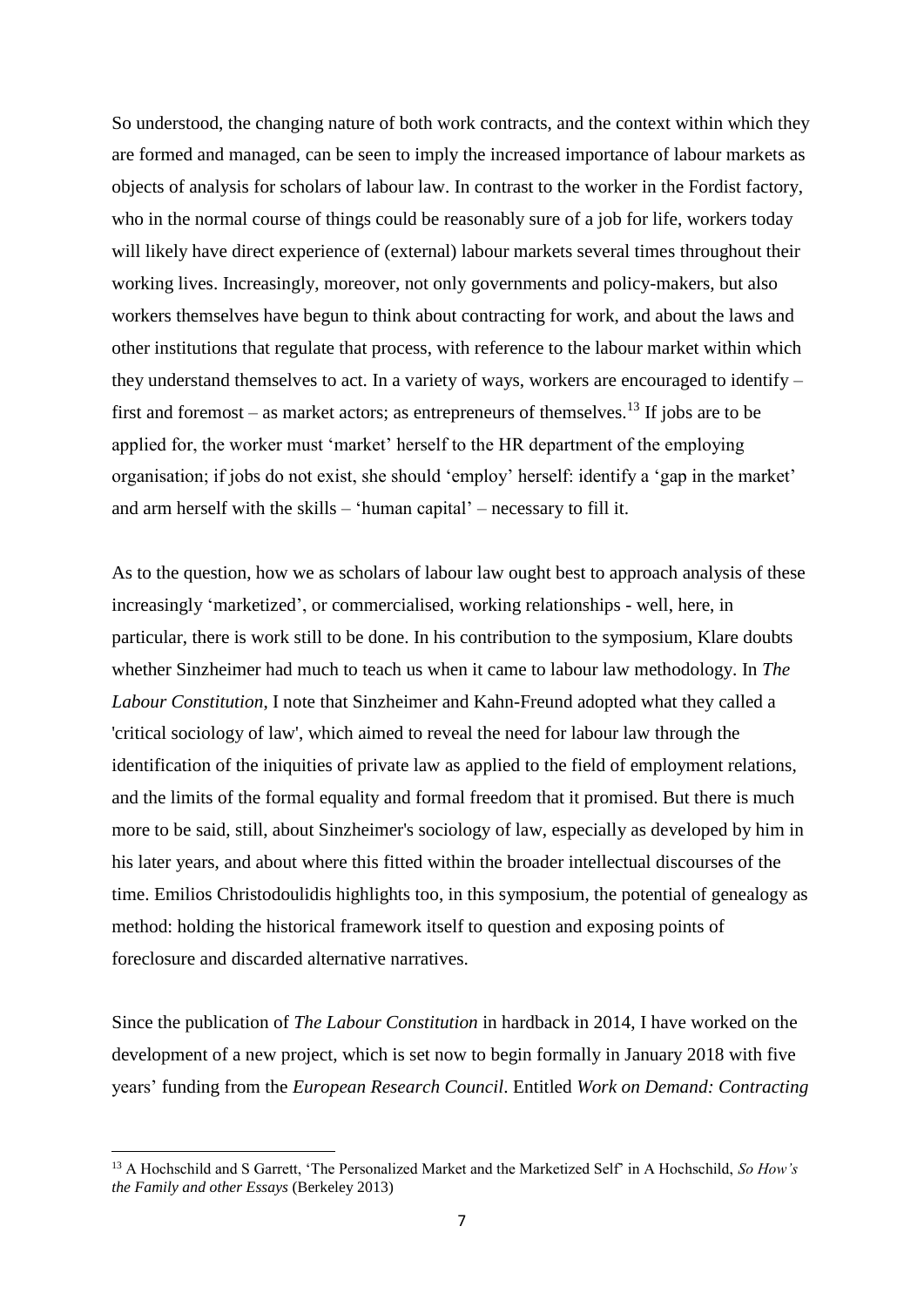So understood, the changing nature of both work contracts, and the context within which they are formed and managed, can be seen to imply the increased importance of labour markets as objects of analysis for scholars of labour law. In contrast to the worker in the Fordist factory, who in the normal course of things could be reasonably sure of a job for life, workers today will likely have direct experience of (external) labour markets several times throughout their working lives. Increasingly, moreover, not only governments and policy-makers, but also workers themselves have begun to think about contracting for work, and about the laws and other institutions that regulate that process, with reference to the labour market within which they understand themselves to act. In a variety of ways, workers are encouraged to identify – first and foremost – as market actors; as entrepreneurs of themselves.[13] If jobs are to be applied for, the worker must 'market' herself to the HR department of the employing organisation; if jobs do not exist, she should 'employ' herself: identify a 'gap in the market' and arm herself with the skills – 'human capital' – necessary to fill it.

As to the question, how we as scholars of labour law ought best to approach analysis of these increasingly 'marketized', or commercialised, working relationships - well, here, in particular, there is work still to be done. In his contribution to the symposium, Klare doubts whether Sinzheimer had much to teach us when it came to labour law methodology. In *The Labour Constitution*, I note that Sinzheimer and Kahn-Freund adopted what they called a 'critical sociology of law', which aimed to reveal the need for labour law through the identification of the iniquities of private law as applied to the field of employment relations, and the limits of the formal equality and formal freedom that it promised. But there is much more to be said, still, about Sinzheimer's sociology of law, especially as developed by him in his later years, and about where this fitted within the broader intellectual discourses of the time. Emilios Christodoulidis highlights too, in this symposium, the potential of genealogy as method: holding the historical framework itself to question and exposing points of foreclosure and discarded alternative narratives.

Since the publication of *The Labour Constitution* in hardback in 2014, I have worked on the development of a new project, which is set now to begin formally in January 2018 with five years' funding from the *European Research Council*. Entitled *Work on Demand: Contracting*

[13] A Hochschild and S Garrett, 'The Personalized Market and the Marketized Self' in A Hochschild, *So How's the Family and other Essays* (Berkeley 2013)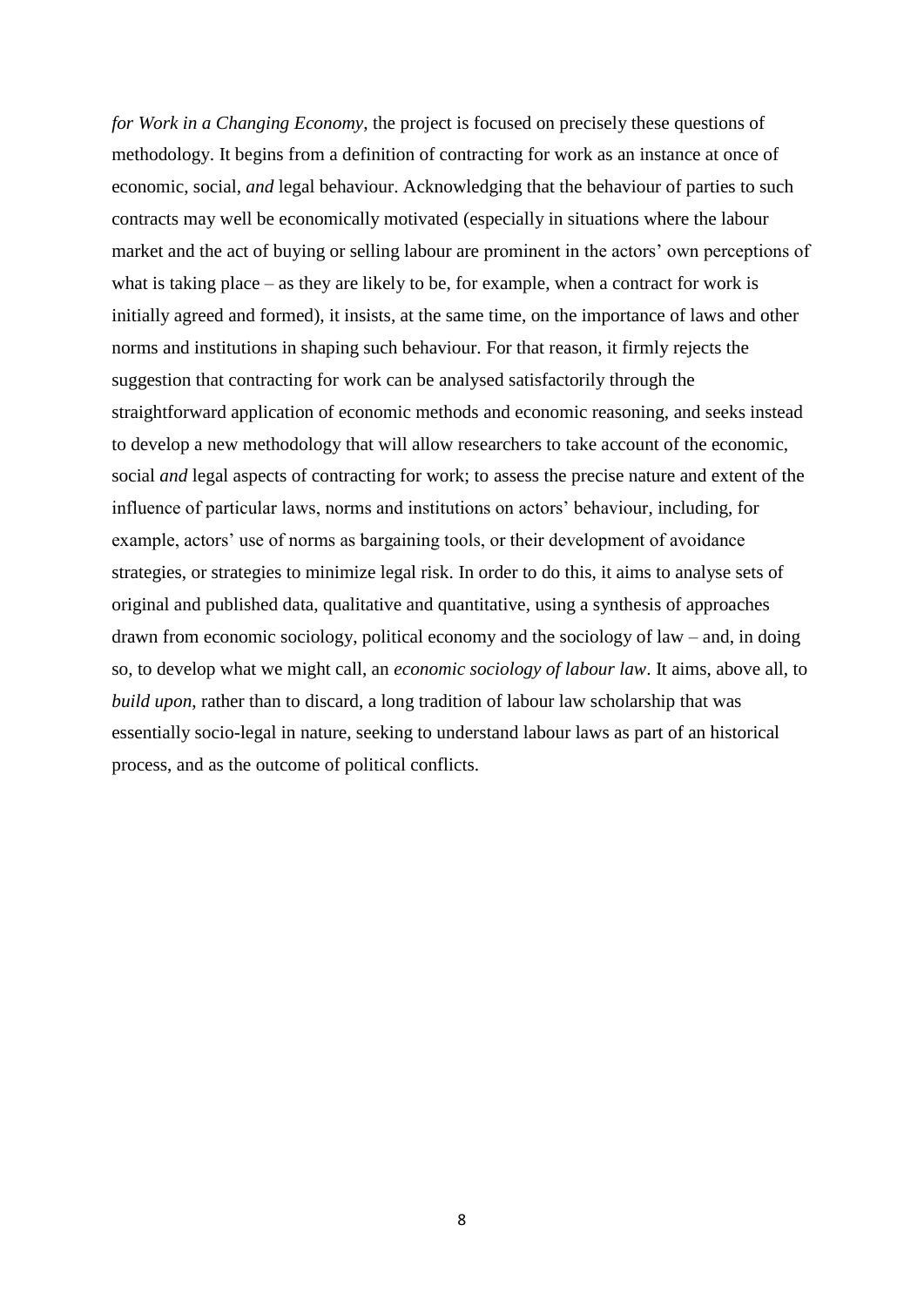*for Work in a Changing Economy*, the project is focused on precisely these questions of methodology. It begins from a definition of contracting for work as an instance at once of economic, social, *and* legal behaviour. Acknowledging that the behaviour of parties to such contracts may well be economically motivated (especially in situations where the labour market and the act of buying or selling labour are prominent in the actors' own perceptions of what is taking place – as they are likely to be, for example, when a contract for work is initially agreed and formed), it insists, at the same time, on the importance of laws and other norms and institutions in shaping such behaviour. For that reason, it firmly rejects the suggestion that contracting for work can be analysed satisfactorily through the straightforward application of economic methods and economic reasoning, and seeks instead to develop a new methodology that will allow researchers to take account of the economic, social *and* legal aspects of contracting for work; to assess the precise nature and extent of the influence of particular laws, norms and institutions on actors' behaviour, including, for example, actors' use of norms as bargaining tools, or their development of avoidance strategies, or strategies to minimize legal risk. In order to do this, it aims to analyse sets of original and published data, qualitative and quantitative, using a synthesis of approaches drawn from economic sociology, political economy and the sociology of law – and, in doing so, to develop what we might call, an *economic sociology of labour law*. It aims, above all, to *build upon*, rather than to discard, a long tradition of labour law scholarship that was essentially socio-legal in nature, seeking to understand labour laws as part of an historical process, and as the outcome of political conflicts.